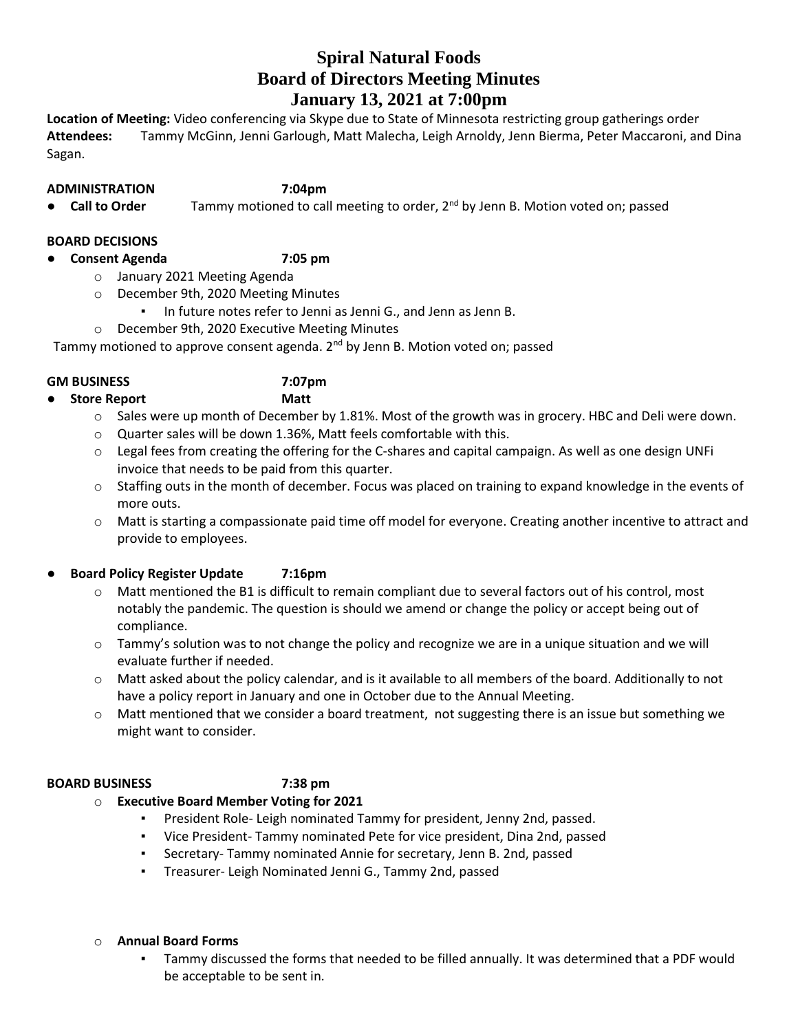# Spiral Natural Foods
## Board of Directors Meeting Minutes
## January 13, 2021 at 7:00pm

**Location of Meeting:** Video conferencing via Skype due to State of Minnesota restricting group gatherings order
**Attendees:** Tammy McGinn, Jenni Garlough, Matt Malecha, Leigh Arnoldy, Jenn Bierma, Peter Maccaroni, and Dina Sagan.

**ADMINISTRATION 7:04pm**

- **Call to Order** Tammy motioned to call meeting to order, 2nd by Jenn B. Motion voted on; passed

**BOARD DECISIONS**

- **Consent Agenda 7:05 pm**
  - January 2021 Meeting Agenda
  - December 9th, 2020 Meeting Minutes
    - In future notes refer to Jenni as Jenni G., and Jenn as Jenn B.
  - December 9th, 2020 Executive Meeting Minutes

Tammy motioned to approve consent agenda. 2nd by Jenn B. Motion voted on; passed

**GM BUSINESS 7:07pm**

- **Store Report Matt**
  - Sales were up month of December by 1.81%. Most of the growth was in grocery. HBC and Deli were down.
  - Quarter sales will be down 1.36%, Matt feels comfortable with this.
  - Legal fees from creating the offering for the C-shares and capital campaign. As well as one design UNFi invoice that needs to be paid from this quarter.
  - Staffing outs in the month of december. Focus was placed on training to expand knowledge in the events of more outs.
  - Matt is starting a compassionate paid time off model for everyone. Creating another incentive to attract and provide to employees.

- **Board Policy Register Update 7:16pm**
  - Matt mentioned the B1 is difficult to remain compliant due to several factors out of his control, most notably the pandemic. The question is should we amend or change the policy or accept being out of compliance.
  - Tammy's solution was to not change the policy and recognize we are in a unique situation and we will evaluate further if needed.
  - Matt asked about the policy calendar, and is it available to all members of the board. Additionally to not have a policy report in January and one in October due to the Annual Meeting.
  - Matt mentioned that we consider a board treatment, not suggesting there is an issue but something we might want to consider.

**BOARD BUSINESS 7:38 pm**

- **Executive Board Member Voting for 2021**
  - President Role- Leigh nominated Tammy for president, Jenny 2nd, passed.
  - Vice President- Tammy nominated Pete for vice president, Dina 2nd, passed
  - Secretary- Tammy nominated Annie for secretary, Jenn B. 2nd, passed
  - Treasurer- Leigh Nominated Jenni G., Tammy 2nd, passed

- **Annual Board Forms**
  - Tammy discussed the forms that needed to be filled annually. It was determined that a PDF would be acceptable to be sent in.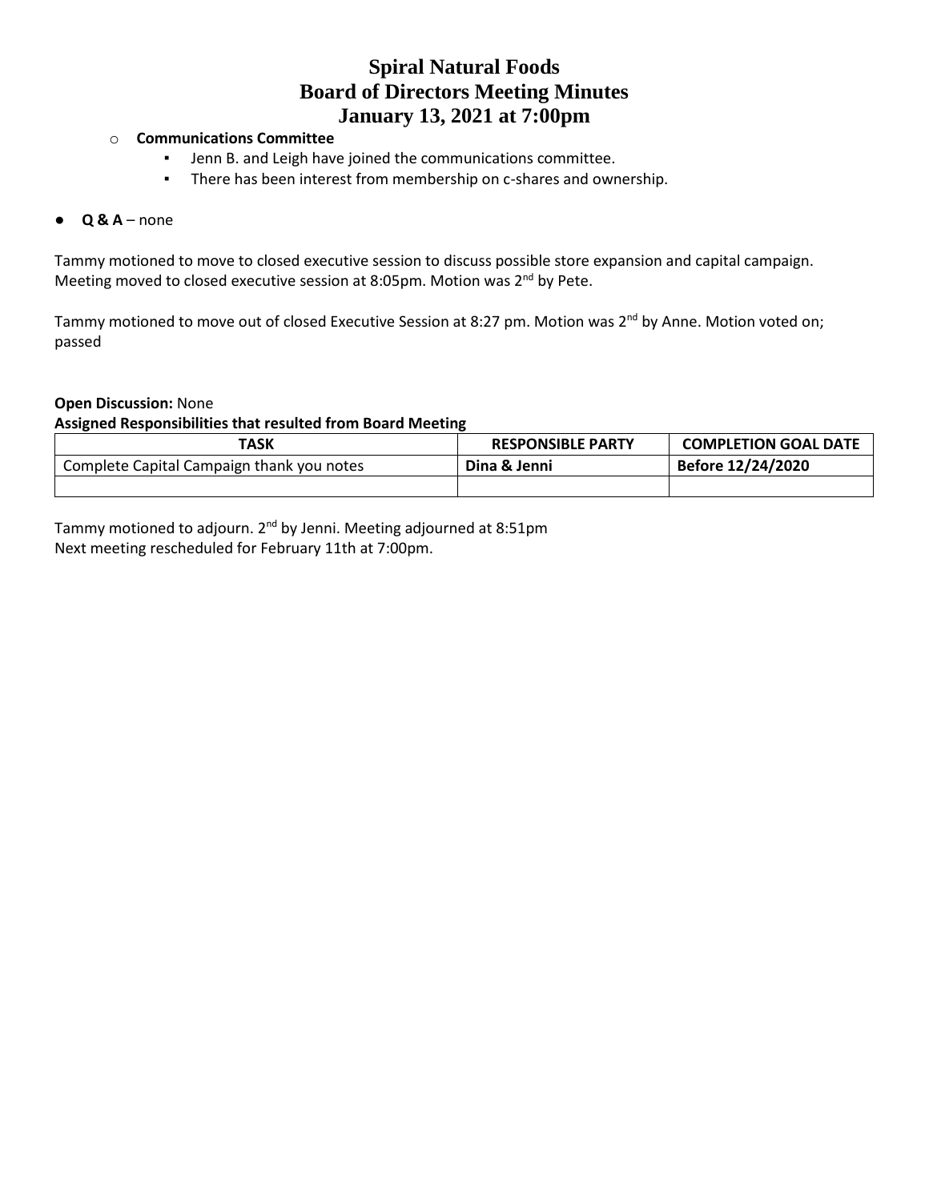# Spiral Natural Foods
# Board of Directors Meeting Minutes
# January 13, 2021 at 7:00pm

- **Communications Committee**
  - Jenn B. and Leigh have joined the communications committee.
  - There has been interest from membership on c-shares and ownership.

- **Q & A** – none

Tammy motioned to move to closed executive session to discuss possible store expansion and capital campaign. Meeting moved to closed executive session at 8:05pm. Motion was 2nd by Pete.

Tammy motioned to move out of closed Executive Session at 8:27 pm. Motion was 2nd by Anne. Motion voted on; passed

**Open Discussion:** None

**Assigned Responsibilities that resulted from Board Meeting**

| TASK | RESPONSIBLE PARTY | COMPLETION GOAL DATE |
|---|---|---|
| Complete Capital Campaign thank you notes | **Dina & Jenni** | **Before 12/24/2020** |
| | | |

Tammy motioned to adjourn. 2nd by Jenni. Meeting adjourned at 8:51pm
Next meeting rescheduled for February 11th at 7:00pm.